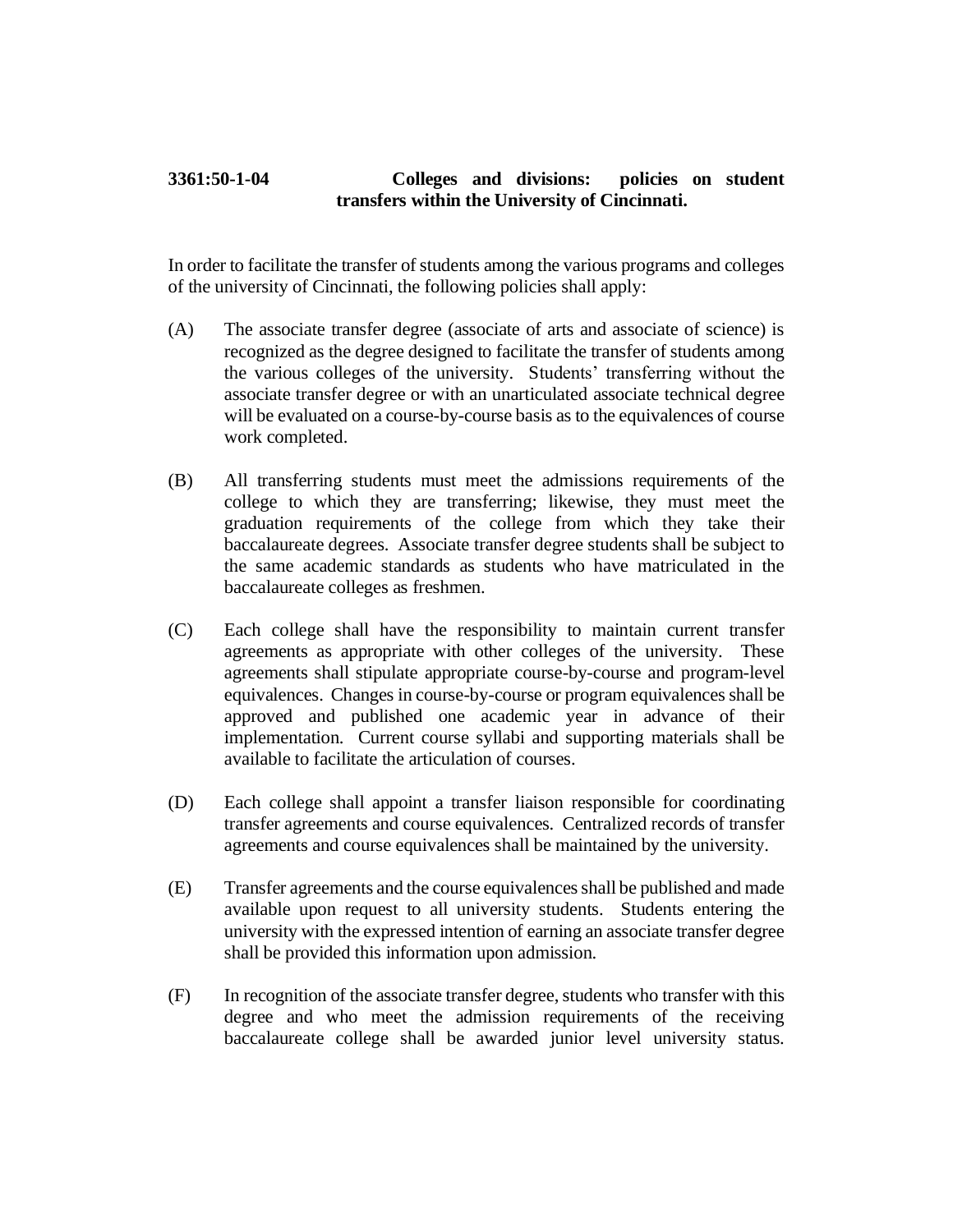**3361:50-1-04 Colleges and divisions: policies on student transfers within the University of Cincinnati.**

In order to facilitate the transfer of students among the various programs and colleges of the university of Cincinnati, the following policies shall apply:

(A) The associate transfer degree (associate of arts and associate of science) is recognized as the degree designed to facilitate the transfer of students among the various colleges of the university. Students' transferring without the associate transfer degree or with an unarticulated associate technical degree will be evaluated on a course-by-course basis as to the equivalences of course work completed.

(B) All transferring students must meet the admissions requirements of the college to which they are transferring; likewise, they must meet the graduation requirements of the college from which they take their baccalaureate degrees. Associate transfer degree students shall be subject to the same academic standards as students who have matriculated in the baccalaureate colleges as freshmen.

(C) Each college shall have the responsibility to maintain current transfer agreements as appropriate with other colleges of the university. These agreements shall stipulate appropriate course-by-course and program-level equivalences. Changes in course-by-course or program equivalences shall be approved and published one academic year in advance of their implementation. Current course syllabi and supporting materials shall be available to facilitate the articulation of courses.

(D) Each college shall appoint a transfer liaison responsible for coordinating transfer agreements and course equivalences. Centralized records of transfer agreements and course equivalences shall be maintained by the university.

(E) Transfer agreements and the course equivalences shall be published and made available upon request to all university students. Students entering the university with the expressed intention of earning an associate transfer degree shall be provided this information upon admission.

(F) In recognition of the associate transfer degree, students who transfer with this degree and who meet the admission requirements of the receiving baccalaureate college shall be awarded junior level university status.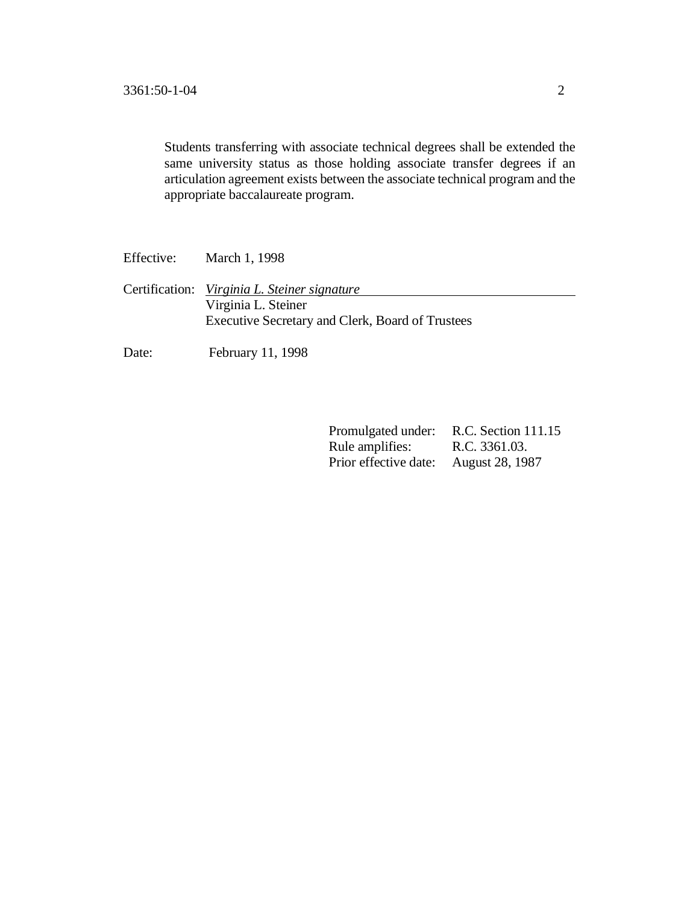Students transferring with associate technical degrees shall be extended the same university status as those holding associate transfer degrees if an articulation agreement exists between the associate technical program and the appropriate baccalaureate program.

Effective: March 1, 1998

Certification: *Virginia L. Steiner signature*
Virginia L. Steiner
Executive Secretary and Clerk, Board of Trustees

Date: February 11, 1998

| | |
|---|---|
| Promulgated under: | R.C. Section 111.15 |
| Rule amplifies: | R.C. 3361.03. |
| Prior effective date: | August 28, 1987 |